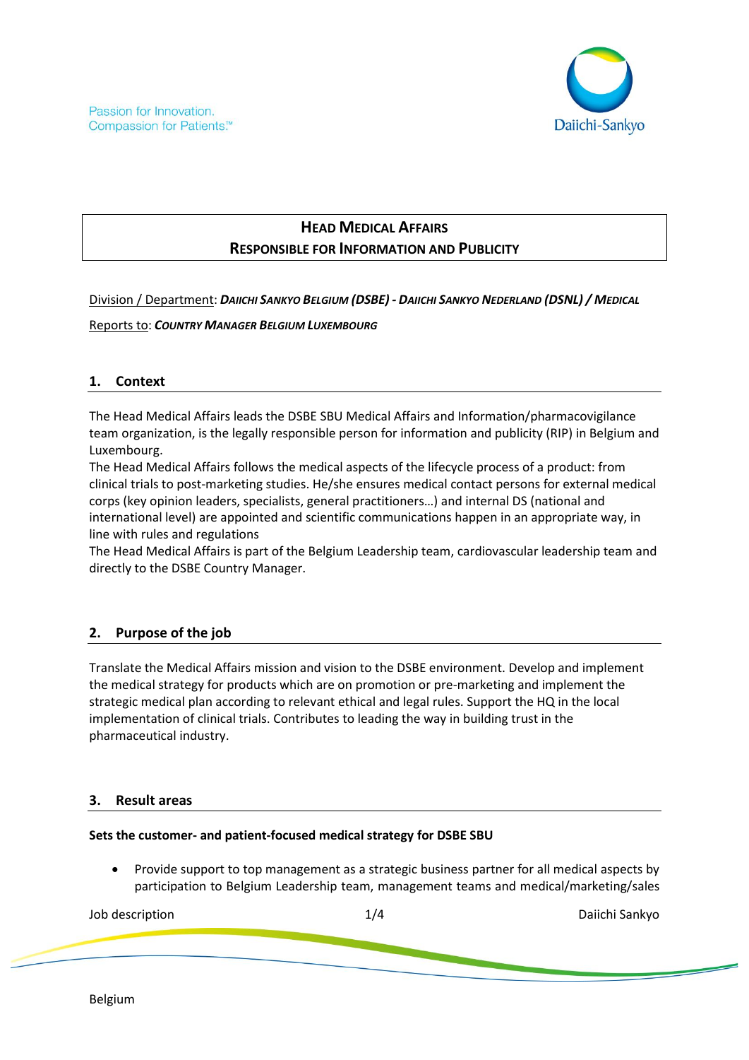Passion for Innovation.
Compassion for Patients.™

# HEAD MEDICAL AFFAIRS
# RESPONSIBLE FOR INFORMATION AND PUBLICITY

Division / Department: ***DAIICHI SANKYO BELGIUM (DSBE) - DAIICHI SANKYO NEDERLAND (DSNL) / MEDICAL***

Reports to: ***COUNTRY MANAGER BELGIUM LUXEMBOURG***

## 1. Context

The Head Medical Affairs leads the DSBE SBU Medical Affairs and Information/pharmacovigilance team organization, is the legally responsible person for information and publicity (RIP) in Belgium and Luxembourg.
The Head Medical Affairs follows the medical aspects of the lifecycle process of a product: from clinical trials to post-marketing studies. He/she ensures medical contact persons for external medical corps (key opinion leaders, specialists, general practitioners…) and internal DS (national and international level) are appointed and scientific communications happen in an appropriate way, in line with rules and regulations
The Head Medical Affairs is part of the Belgium Leadership team, cardiovascular leadership team and directly to the DSBE Country Manager.

## 2. Purpose of the job

Translate the Medical Affairs mission and vision to the DSBE environment. Develop and implement the medical strategy for products which are on promotion or pre-marketing and implement the strategic medical plan according to relevant ethical and legal rules. Support the HQ in the local implementation of clinical trials. Contributes to leading the way in building trust in the pharmaceutical industry.

## 3. Result areas

**Sets the customer- and patient-focused medical strategy for DSBE SBU**

- Provide support to top management as a strategic business partner for all medical aspects by participation to Belgium Leadership team, management teams and medical/marketing/sales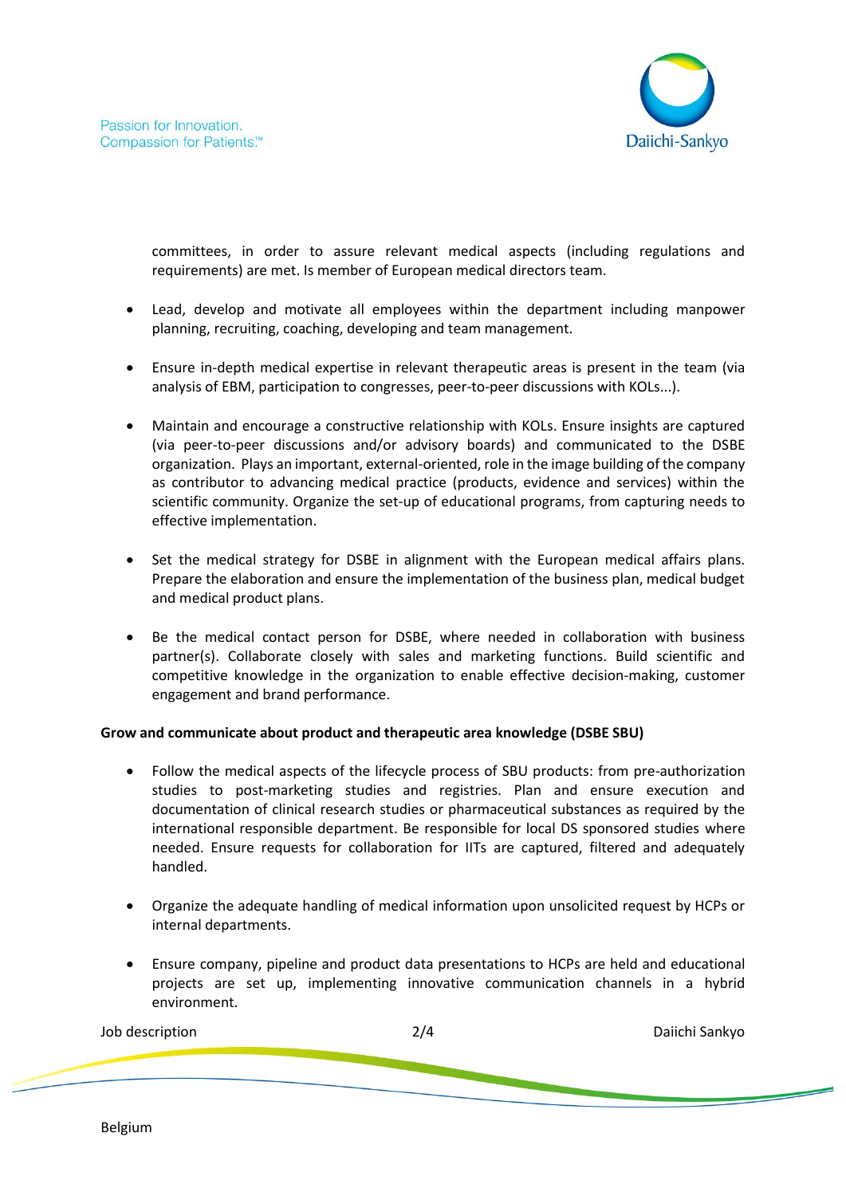committees, in order to assure relevant medical aspects (including regulations and requirements) are met. Is member of European medical directors team.

- Lead, develop and motivate all employees within the department including manpower planning, recruiting, coaching, developing and team management.

- Ensure in-depth medical expertise in relevant therapeutic areas is present in the team (via analysis of EBM, participation to congresses, peer-to-peer discussions with KOLs...).

- Maintain and encourage a constructive relationship with KOLs. Ensure insights are captured (via peer-to-peer discussions and/or advisory boards) and communicated to the DSBE organization. Plays an important, external-oriented, role in the image building of the company as contributor to advancing medical practice (products, evidence and services) within the scientific community. Organize the set-up of educational programs, from capturing needs to effective implementation.

- Set the medical strategy for DSBE in alignment with the European medical affairs plans. Prepare the elaboration and ensure the implementation of the business plan, medical budget and medical product plans.

- Be the medical contact person for DSBE, where needed in collaboration with business partner(s). Collaborate closely with sales and marketing functions. Build scientific and competitive knowledge in the organization to enable effective decision-making, customer engagement and brand performance.

**Grow and communicate about product and therapeutic area knowledge (DSBE SBU)**

- Follow the medical aspects of the lifecycle process of SBU products: from pre-authorization studies to post-marketing studies and registries. Plan and ensure execution and documentation of clinical research studies or pharmaceutical substances as required by the international responsible department. Be responsible for local DS sponsored studies where needed. Ensure requests for collaboration for IITs are captured, filtered and adequately handled.

- Organize the adequate handling of medical information upon unsolicited request by HCPs or internal departments.

- Ensure company, pipeline and product data presentations to HCPs are held and educational projects are set up, implementing innovative communication channels in a hybrid environment.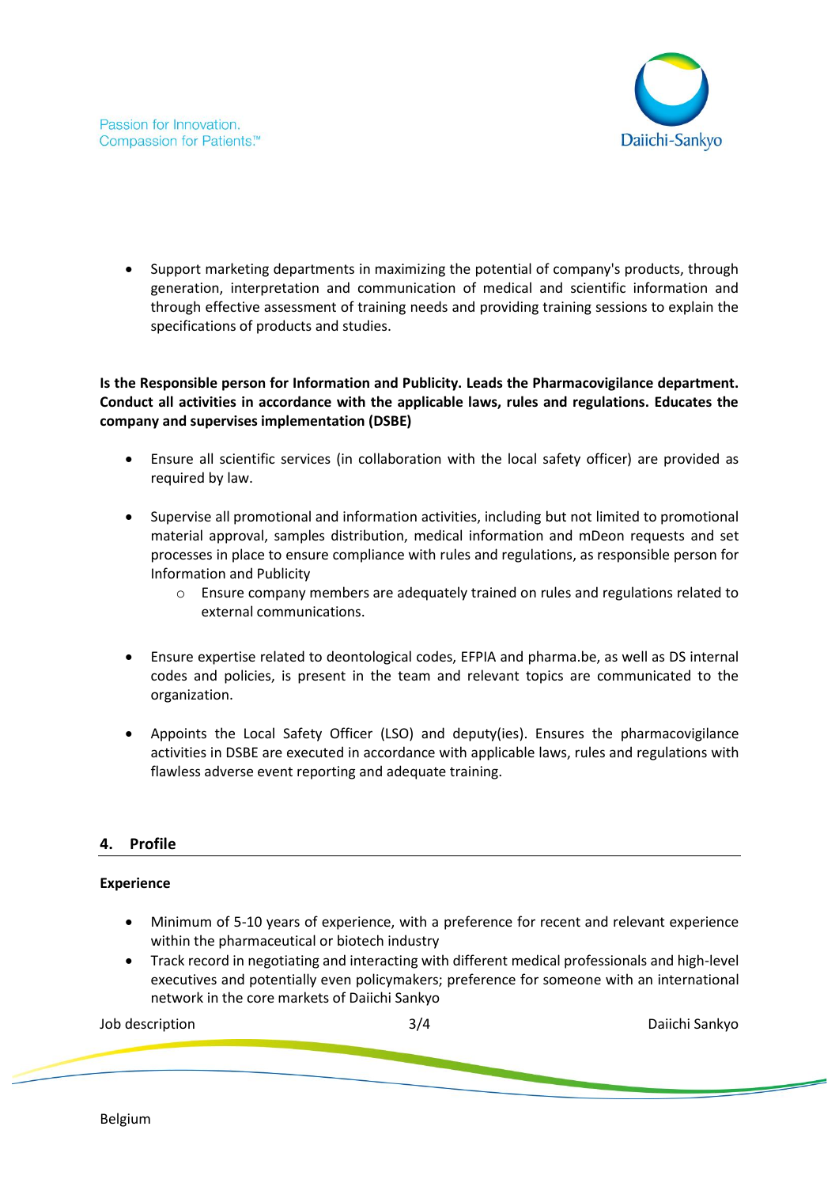- Support marketing departments in maximizing the potential of company's products, through generation, interpretation and communication of medical and scientific information and through effective assessment of training needs and providing training sessions to explain the specifications of products and studies.

**Is the Responsible person for Information and Publicity. Leads the Pharmacovigilance department. Conduct all activities in accordance with the applicable laws, rules and regulations. Educates the company and supervises implementation (DSBE)**

- Ensure all scientific services (in collaboration with the local safety officer) are provided as required by law.

- Supervise all promotional and information activities, including but not limited to promotional material approval, samples distribution, medical information and mDeon requests and set processes in place to ensure compliance with rules and regulations, as responsible person for Information and Publicity
    - Ensure company members are adequately trained on rules and regulations related to external communications.

- Ensure expertise related to deontological codes, EFPIA and pharma.be, as well as DS internal codes and policies, is present in the team and relevant topics are communicated to the organization.

- Appoints the Local Safety Officer (LSO) and deputy(ies). Ensures the pharmacovigilance activities in DSBE are executed in accordance with applicable laws, rules and regulations with flawless adverse event reporting and adequate training.

## 4. Profile

**Experience**

- Minimum of 5-10 years of experience, with a preference for recent and relevant experience within the pharmaceutical or biotech industry
- Track record in negotiating and interacting with different medical professionals and high-level executives and potentially even policymakers; preference for someone with an international network in the core markets of Daiichi Sankyo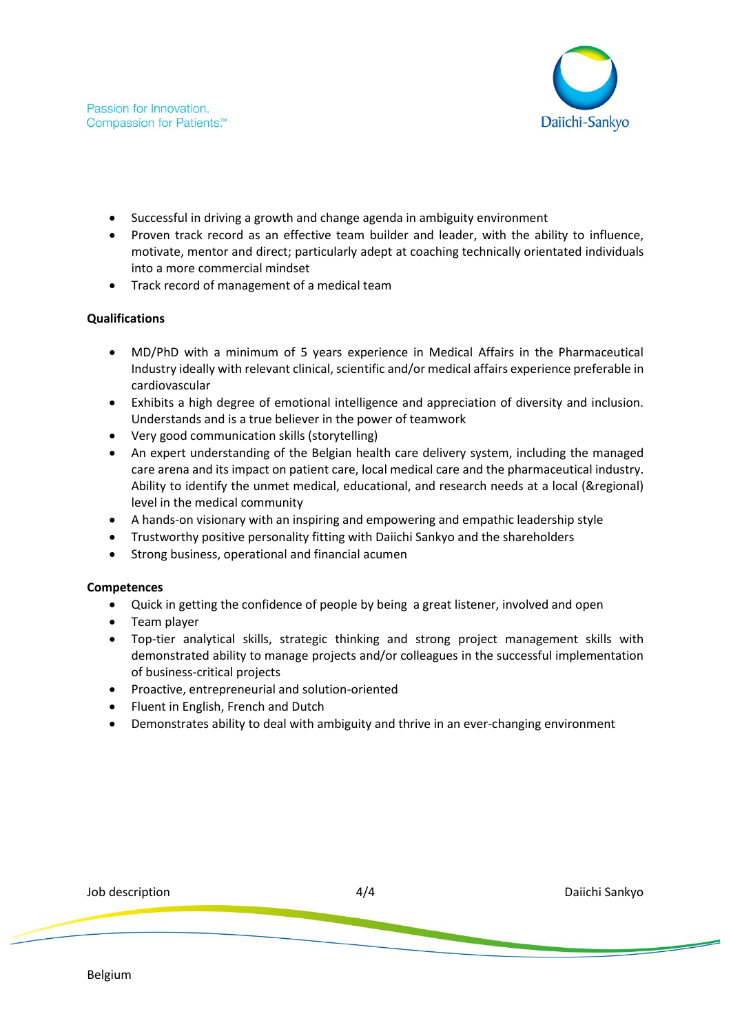- Successful in driving a growth and change agenda in ambiguity environment
- Proven track record as an effective team builder and leader, with the ability to influence, motivate, mentor and direct; particularly adept at coaching technically orientated individuals into a more commercial mindset
- Track record of management of a medical team

**Qualifications**

- MD/PhD with a minimum of 5 years experience in Medical Affairs in the Pharmaceutical Industry ideally with relevant clinical, scientific and/or medical affairs experience preferable in cardiovascular
- Exhibits a high degree of emotional intelligence and appreciation of diversity and inclusion. Understands and is a true believer in the power of teamwork
- Very good communication skills (storytelling)
- An expert understanding of the Belgian health care delivery system, including the managed care arena and its impact on patient care, local medical care and the pharmaceutical industry. Ability to identify the unmet medical, educational, and research needs at a local (&regional) level in the medical community
- A hands-on visionary with an inspiring and empowering and empathic leadership style
- Trustworthy positive personality fitting with Daiichi Sankyo and the shareholders
- Strong business, operational and financial acumen

**Competences**

- Quick in getting the confidence of people by being a great listener, involved and open
- Team player
- Top-tier analytical skills, strategic thinking and strong project management skills with demonstrated ability to manage projects and/or colleagues in the successful implementation of business-critical projects
- Proactive, entrepreneurial and solution-oriented
- Fluent in English, French and Dutch
- Demonstrates ability to deal with ambiguity and thrive in an ever-changing environment